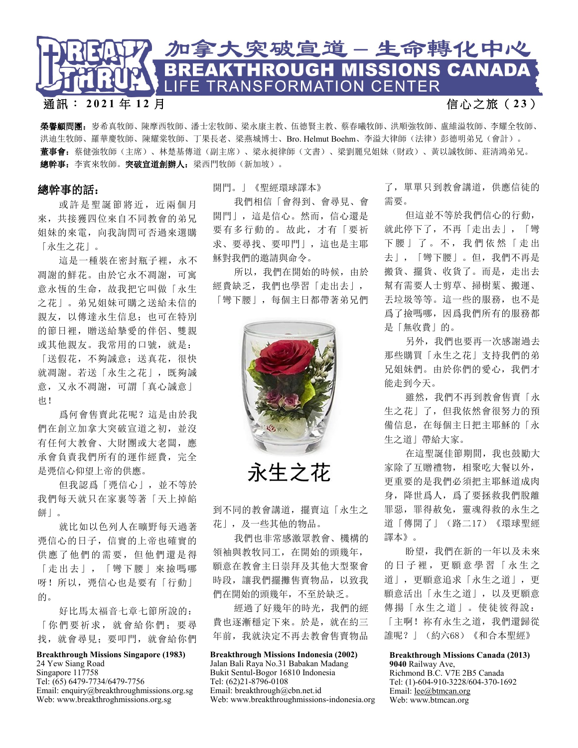# 加拿大突破宣道 — 生命轉化中心
# BREAKTHROUGH MISSIONS CANADA
## LIFE TRANSFORMATION CENTER

通訊： 2021 年 12 月　　　　信心之旅（23）

**榮譽顧問團**：麥希真牧師、陳摩西牧師、潘士宏牧師、梁永康主教、伍德賢主教、蔡春曦牧師、洪順強牧師、盧維溢牧師、李耀全牧師、洪迪生牧師、羅華慶牧師、陳耀棠牧師、丁果長老、梁燕城博士、Bro. Helmut Boehm、李溢大律師（法律）彭德明弟兄（會計）。
**董事會**：蔡健強牧師（主席）、林楚基傳道（副主席）、梁永昶律師（文書）、梁劉麗兒姐妹（財政）、黄以誠牧師、莊清鴻弟兄。
**總幹事**：李賓來牧師。**突破宣道創辦人**：梁西門牧師（新加坡）。

## 總幹事的話：

或許是聖誕節將近，近兩個月來，共接獲四位來自不同教會的弟兄姐妹的來電，向我詢問可否過來選購「永生之花」。

這是一種裝在密封瓶子裡，永不凋謝的鮮花。由於它永不凋謝，可寓意永恆的生命，故我把它叫做「永生之花」。弟兄姐妹可購之送給未信的親友，以傳達永生信息；也可在特別的節日裡，贈送給摯愛的伴侶、雙親或其他親友。我常用的口號，就是：「送假花，不夠誠意；送真花，很快就凋謝。若送「永生之花」，既夠誠意，又永不凋謝，可謂「真心誠意」也！

爲何會售賣此花呢？這是由於我們在創立加拿大突破宣道之初，並沒有任何大教會、大財團或大老闆，應承會負責我們所有的運作經費，完全是憑信心仰望上帝的供應。

但我認爲「憑信心」，並不等於我們每天就只在家裏等著「天上掉餡餅」。

就比如以色列人在曠野每天過著憑信心的日子，信實的上帝也確實的供應了他們的需要，但他們還是得「走出去」，「彎下腰」來撿嗎哪呀！所以，憑信心也是要有「行動」的。

好比馬太福音七章七節所說的：「你們要祈求，就會給你們；要尋找，就會尋見；要叩門，就會給你們開門。」《聖經環球譯本》

我們相信「會得到、會尋見、會開門」，這是信心。然而，信心還是要有多行動的。故此，才有「要祈求、要尋找、要叩門」，這也是主耶穌對我們的邀請與命令。

所以，我們在開始的時候，由於經費缺乏，我們也學習「走出去」，「彎下腰」，每個主日都帶著弟兄們到不同的教會講道，擺賣這「永生之花」，及一些其他的物品。

永生之花

我們也非常感激眾教會、機構的領袖與教牧同工，在開始的頭幾年，願意在教會主日崇拜及其他大型聚會時段，讓我們擺攤售賣物品，以致我們在開始的頭幾年，不至於缺乏。

經過了好幾年的時光，我們的經費也逐漸穩定下來。於是，就在約三年前，我就決定不再去教會售賣物品了，單單只到教會講道，供應信徒的需要。

但這並不等於我們信心的行動，就此停下了，不再「走出去」，「彎下腰」了。不，我們依然「走出去」，「彎下腰」。但，我們不再是搬貨、擺貨、收貨了。而是，走出去幫有需要人士剪草、掃樹葉、搬運、丟垃圾等等。這一些的服務，也不是爲了撿嗎哪，因爲我們所有的服務都是「無收費」的。

另外，我們也要再一次感謝過去那些購買「永生之花」支持我們的弟兄姐妹們。由於你們的愛心，我們才能走到今天。

雖然，我們不再到教會售賣「永生之花」了，但我依然會很努力的預備信息，在每個主日把主耶穌的「永生之道」帶給大家。

在這聖誕佳節期間，我也鼓勵大家除了互贈禮物，相聚吃大餐以外，更重要的是我們必須把主耶穌道成肉身，降世爲人，爲了要拯救我們脫離罪惡，罪得赦免，靈魂得救的永生之道「傳開了」（路二17）《環球聖經譯本》。

盼望，我們在新的一年以及未來的日子裡，更願意學習「永生之道」，更願意追求「永生之道」，更願意活出「永生之道」，以及更願意傳揚「永生之道」。使徒彼得說：「主啊！祢有永生之道，我們還歸從誰呢？」（約六68）《和合本聖經》

---

**Breakthrough Missions Singapore (1983)**
24 Yew Siang Road
Singapore 117758
Tel: (65) 6479-7734/6479-7756
Email: enquiry@breakthroughmissions.org.sg
Web: www.breakthroghmissions.org.sg

**Breakthrough Missions Indonesia (2002)**
Jalan Bali Raya No.31 Babakan Madang
Bukit Sentul-Bogor 16810 Indonesia
Tel: (62)21-8796-0108
Email: breakthrough@cbn.net.id
Web: www.breakthroughmissions-indonesia.org

**Breakthrough Missions Canada (2013)**
**9040** Railway Ave,
Richmond B.C. V7E 2B5 Canada
Tel: (1)-604-910-3228/604-370-1692
Email: lee@btmcan.org
Web: www.btmcan.org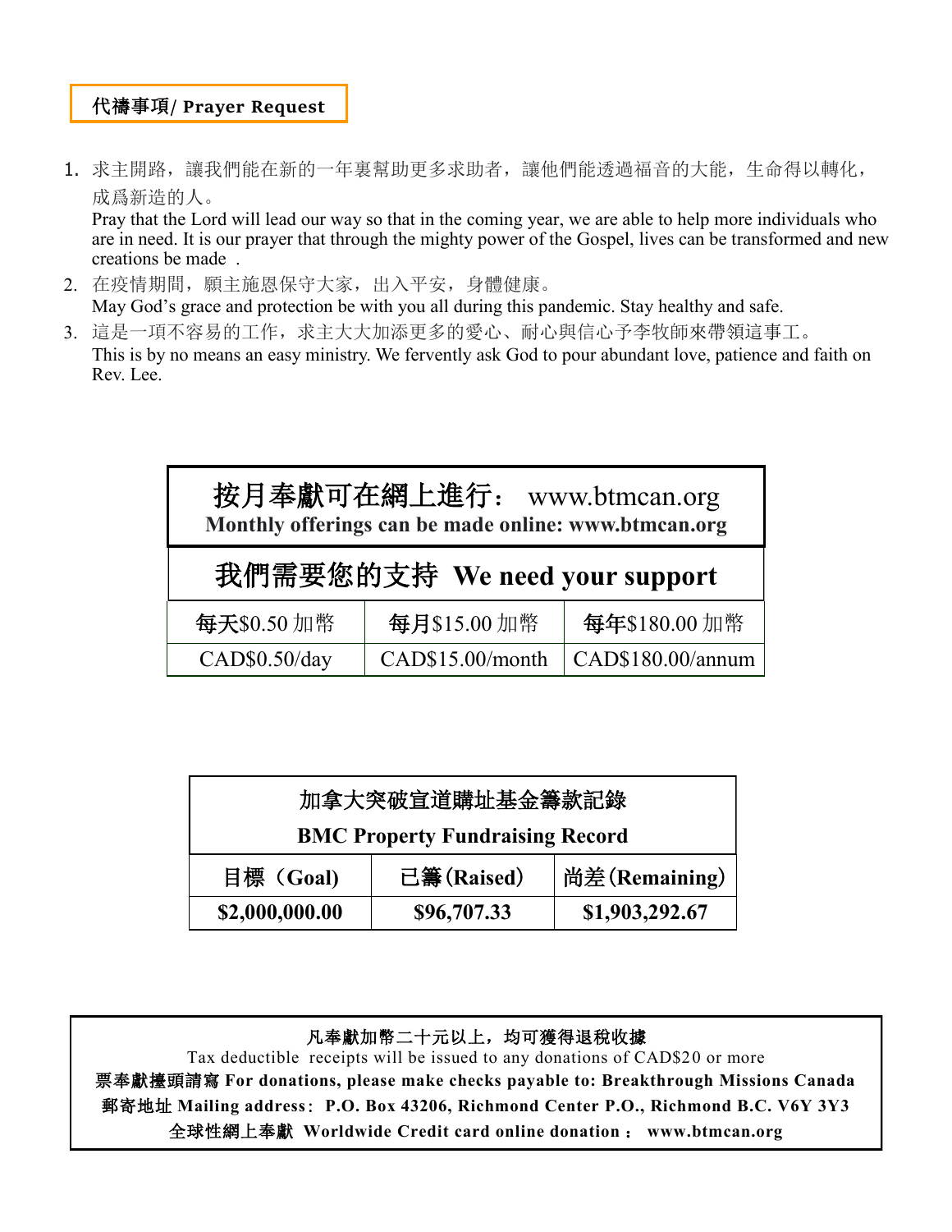## 代禱事項/ Prayer Request

1. 求主開路，讓我們能在新的一年裏幫助更多求助者，讓他們能透過福音的大能，生命得以轉化，成爲新造的人。
   Pray that the Lord will lead our way so that in the coming year, we are able to help more individuals who are in need. It is our prayer that through the mighty power of the Gospel, lives can be transformed and new creations be made .
2. 在疫情期間，願主施恩保守大家，出入平安，身體健康。
   May God's grace and protection be with you all during this pandemic. Stay healthy and safe.
3. 這是一項不容易的工作，求主大大加添更多的愛心、耐心與信心予李牧師來帶領這事工。
   This is by no means an easy ministry. We fervently ask God to pour abundant love, patience and faith on Rev. Lee.

**按月奉獻可在網上進行：** www.btmcan.org
**Monthly offerings can be made online: www.btmcan.org**

| 我們需要您的支持 We need your support | | |
|---|---|---|
| **每天**$0.50 加幣 | **每月**$15.00 加幣 | **每年**$180.00 加幣 |
| CAD$0.50/day | CAD$15.00/month | CAD$180.00/annum |

| 加拿大突破宣道購址基金籌款記錄 BMC Property Fundraising Record | | |
|---|---|---|
| **目標（Goal)** | **已籌(Raised)** | **尚差(Remaining)** |
| **$2,000,000.00** | **$96,707.33** | **$1,903,292.67** |

**凡奉獻加幣二十元以上，均可獲得退稅收據**
Tax deductible receipts will be issued to any donations of CAD$20 or more
**票奉獻擡頭請寫 For donations, please make checks payable to: Breakthrough Missions Canada**
**郵寄地址 Mailing address：P.O. Box 43206, Richmond Center P.O., Richmond B.C. V6Y 3Y3**
**全球性網上奉獻 Worldwide Credit card online donation ： www.btmcan.org**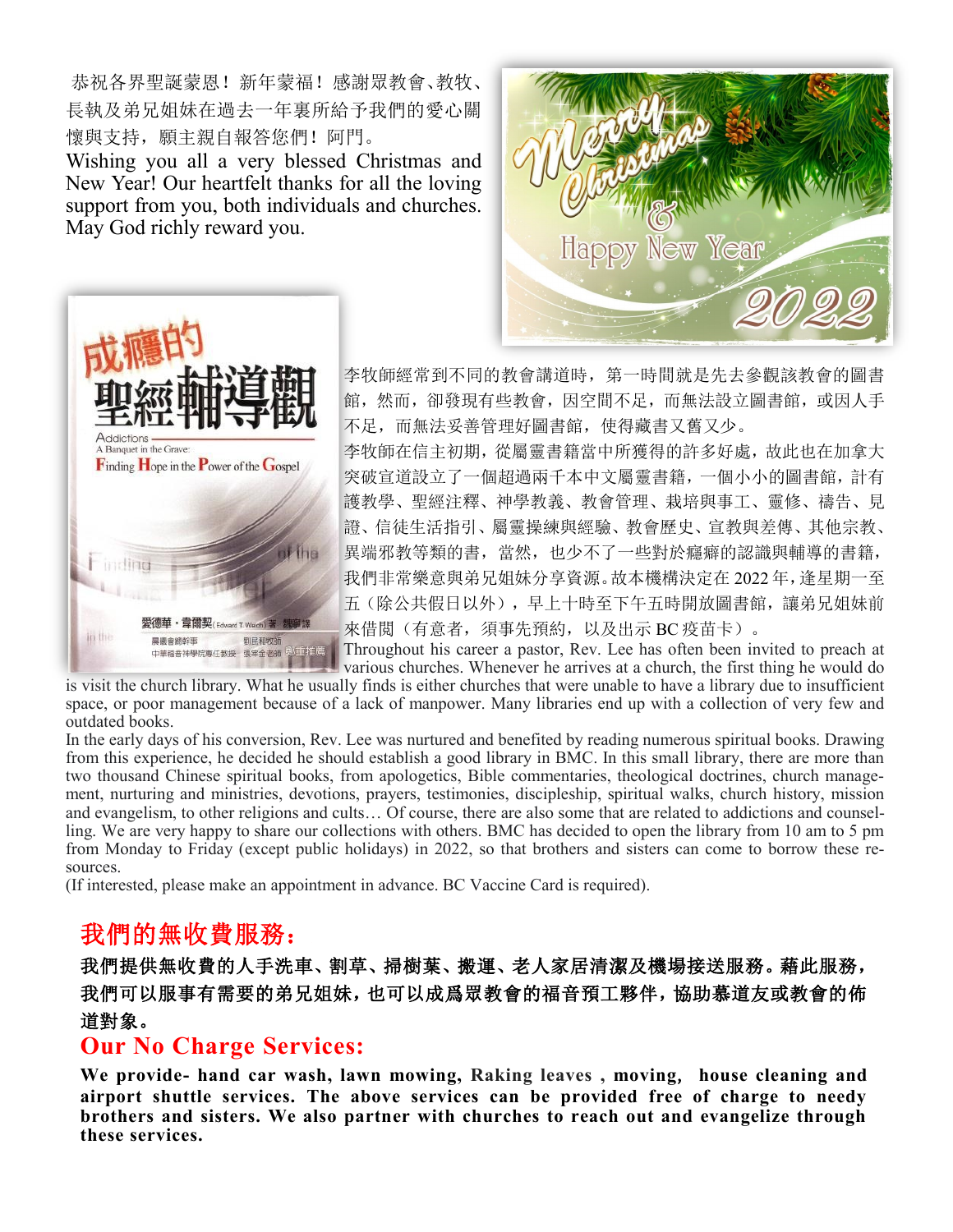恭祝各界聖誕蒙恩！新年蒙福！感謝眾教會、教牧、長執及弟兄姐妹在過去一年裏所給予我們的愛心關懷與支持，願主親自報答您們！阿門。

Wishing you all a very blessed Christmas and New Year! Our heartfelt thanks for all the loving support from you, both individuals and churches. May God richly reward you.

李牧師經常到不同的教會講道時，第一時間就是先去參觀該教會的圖書館，然而，卻發現有些教會，因空間不足，而無法設立圖書館，或因人手不足，而無法妥善管理好圖書館，使得藏書又舊又少。

李牧師在信主初期，從屬靈書籍當中所獲得的許多好處，故此也在加拿大突破宣道設立了一個超過兩千本中文屬靈書籍，一個小小的圖書館，計有護教學、聖經注釋、神學教義、教會管理、栽培與事工、靈修、禱告、見證、信徒生活指引、屬靈操練與經驗、教會歷史、宣教與差傳、其他宗教、異端邪教等類的書，當然，也少不了一些對於癮癖的認識與輔導的書籍，我們非常樂意與弟兄姐妹分享資源。故本機構決定在 2022 年，逢星期一至五（除公共假日以外），早上十時至下午五時開放圖書館，讓弟兄姐妹前來借閱（有意者，須事先預約，以及出示 BC 疫苗卡）。

Throughout his career a pastor, Rev. Lee has often been invited to preach at various churches. Whenever he arrives at a church, the first thing he would do is visit the church library. What he usually finds is either churches that were unable to have a library due to insufficient space, or poor management because of a lack of manpower. Many libraries end up with a collection of very few and outdated books.

In the early days of his conversion, Rev. Lee was nurtured and benefited by reading numerous spiritual books. Drawing from this experience, he decided he should establish a good library in BMC. In this small library, there are more than two thousand Chinese spiritual books, from apologetics, Bible commentaries, theological doctrines, church management, nurturing and ministries, devotions, prayers, testimonies, discipleship, spiritual walks, church history, mission and evangelism, to other religions and cults… Of course, there are also some that are related to addictions and counselling. We are very happy to share our collections with others. BMC has decided to open the library from 10 am to 5 pm from Monday to Friday (except public holidays) in 2022, so that brothers and sisters can come to borrow these resources.

(If interested, please make an appointment in advance. BC Vaccine Card is required).

## 我們的無收費服務：

**我們提供無收費的人手洗車、割草、掃樹葉、搬運、老人家居清潔及機場接送服務。藉此服務，我們可以服事有需要的弟兄姐妹，也可以成爲眾教會的福音預工夥伴，協助慕道友或教會的佈道對象。**

## Our No Charge Services:

**We provide- hand car wash, lawn mowing, Raking leaves , moving, house cleaning and airport shuttle services. The above services can be provided free of charge to needy brothers and sisters. We also partner with churches to reach out and evangelize through these services.**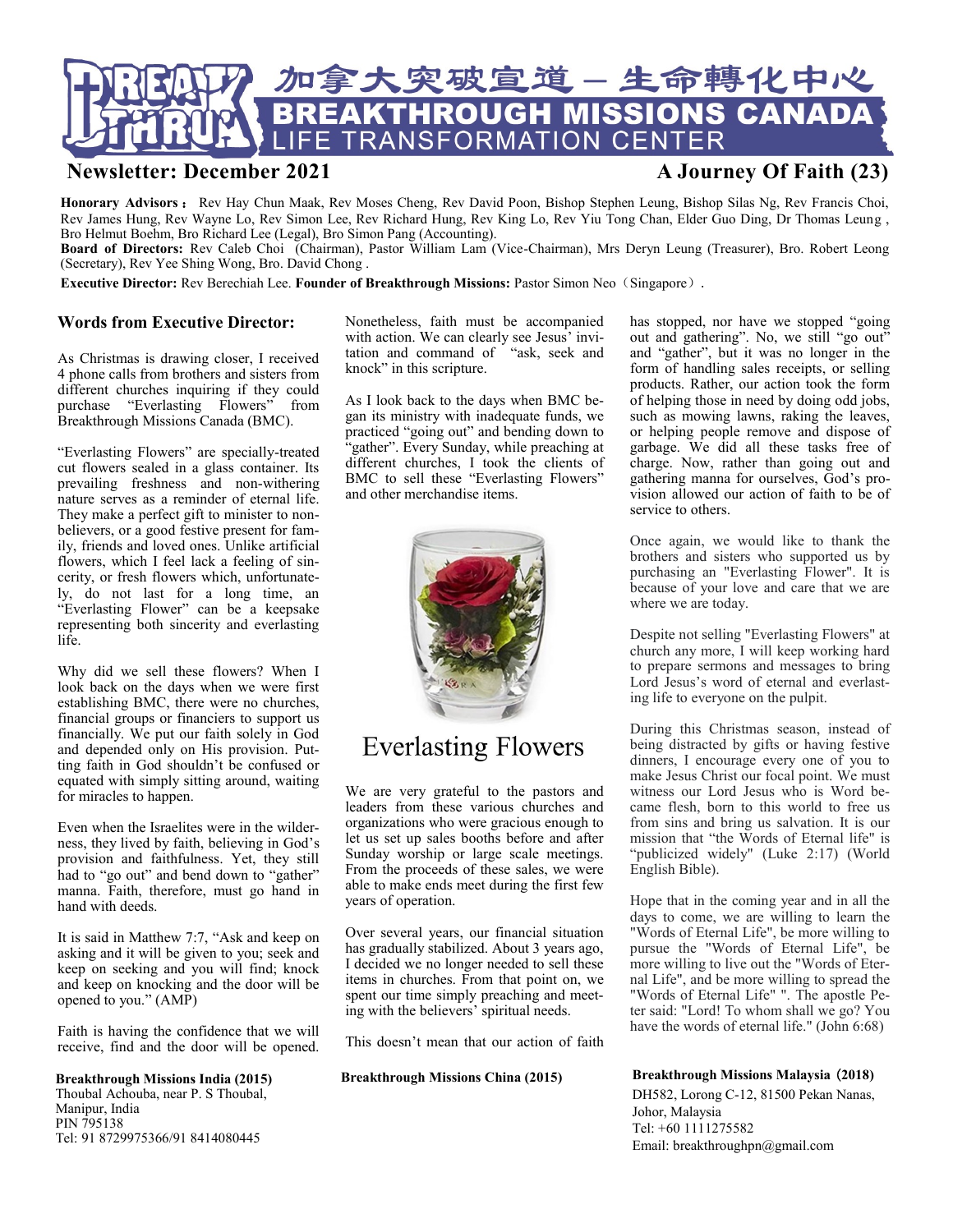# 加拿大突破宣道 — 生命轉化中心
# BREAKTHROUGH MISSIONS CANADA
## LIFE TRANSFORMATION CENTER

**Newsletter: December 2021** | **A Journey Of Faith (23)**

**Honorary Advisors：** Rev Hay Chun Maak, Rev Moses Cheng, Rev David Poon, Bishop Stephen Leung, Bishop Silas Ng, Rev Francis Choi, Rev James Hung, Rev Wayne Lo, Rev Simon Lee, Rev Richard Hung, Rev King Lo, Rev Yiu Tong Chan, Elder Guo Ding, Dr Thomas Leung , Bro Helmut Boehm, Bro Richard Lee (Legal), Bro Simon Pang (Accounting).

**Board of Directors:** Rev Caleb Choi (Chairman), Pastor William Lam (Vice-Chairman), Mrs Deryn Leung (Treasurer), Bro. Robert Leong (Secretary), Rev Yee Shing Wong, Bro. David Chong .

**Executive Director:** Rev Berechiah Lee. **Founder of Breakthrough Missions:** Pastor Simon Neo（Singapore）.

## Words from Executive Director:

As Christmas is drawing closer, I received 4 phone calls from brothers and sisters from different churches inquiring if they could purchase "Everlasting Flowers" from Breakthrough Missions Canada (BMC).

"Everlasting Flowers" are specially-treated cut flowers sealed in a glass container. Its prevailing freshness and non-withering nature serves as a reminder of eternal life. They make a perfect gift to minister to non-believers, or a good festive present for family, friends and loved ones. Unlike artificial flowers, which I feel lack a feeling of sincerity, or fresh flowers which, unfortunately, do not last for a long time, an "Everlasting Flower" can be a keepsake representing both sincerity and everlasting life.

Why did we sell these flowers? When I look back on the days when we were first establishing BMC, there were no churches, financial groups or financiers to support us financially. We put our faith solely in God and depended only on His provision. Putting faith in God shouldn't be confused or equated with simply sitting around, waiting for miracles to happen.

Even when the Israelites were in the wilderness, they lived by faith, believing in God's provision and faithfulness. Yet, they still had to "go out" and bend down to "gather" manna. Faith, therefore, must go hand in hand with deeds.

It is said in Matthew 7:7, "Ask and keep on asking and it will be given to you; seek and keep on seeking and you will find; knock and keep on knocking and the door will be opened to you." (AMP)

Faith is having the confidence that we will receive, find and the door will be opened. Nonetheless, faith must be accompanied with action. We can clearly see Jesus' invitation and command of "ask, seek and knock" in this scripture.

As I look back to the days when BMC began its ministry with inadequate funds, we practiced "going out" and bending down to "gather". Every Sunday, while preaching at different churches, I took the clients of BMC to sell these "Everlasting Flowers" and other merchandise items.

Everlasting Flowers

We are very grateful to the pastors and leaders from these various churches and organizations who were gracious enough to let us set up sales booths before and after Sunday worship or large scale meetings. From the proceeds of these sales, we were able to make ends meet during the first few years of operation.

Over several years, our financial situation has gradually stabilized. About 3 years ago, I decided we no longer needed to sell these items in churches. From that point on, we spent our time simply preaching and meeting with the believers' spiritual needs.

This doesn't mean that our action of faith has stopped, nor have we stopped "going out and gathering". No, we still "go out" and "gather", but it was no longer in the form of handling sales receipts, or selling products. Rather, our action took the form of helping those in need by doing odd jobs, such as mowing lawns, raking the leaves, or helping people remove and dispose of garbage. We did all these tasks free of charge. Now, rather than going out and gathering manna for ourselves, God's provision allowed our action of faith to be of service to others.

Once again, we would like to thank the brothers and sisters who supported us by purchasing an "Everlasting Flower". It is because of your love and care that we are where we are today.

Despite not selling "Everlasting Flowers" at church any more, I will keep working hard to prepare sermons and messages to bring Lord Jesus's word of eternal and everlasting life to everyone on the pulpit.

During this Christmas season, instead of being distracted by gifts or having festive dinners, I encourage every one of you to make Jesus Christ our focal point. We must witness our Lord Jesus who is Word became flesh, born to this world to free us from sins and bring us salvation. It is our mission that "the Words of Eternal life" is "publicized widely" (Luke 2:17) (World English Bible).

Hope that in the coming year and in all the days to come, we are willing to learn the "Words of Eternal Life", be more willing to pursue the "Words of Eternal Life", be more willing to live out the "Words of Eternal Life", and be more willing to spread the "Words of Eternal Life" ". The apostle Peter said: "Lord! To whom shall we go? You have the words of eternal life." (John 6:68)

**Breakthrough Missions India (2015)**
Thoubal Achouba, near P. S Thoubal,
Manipur, India
PIN 795138
Tel: 91 8729975366/91 8414080445

**Breakthrough Missions China (2015)**

**Breakthrough Missions Malaysia（2018)**
DH582, Lorong C-12, 81500 Pekan Nanas,
Johor, Malaysia
Tel: +60 1111275582
Email: breakthroughpn@gmail.com